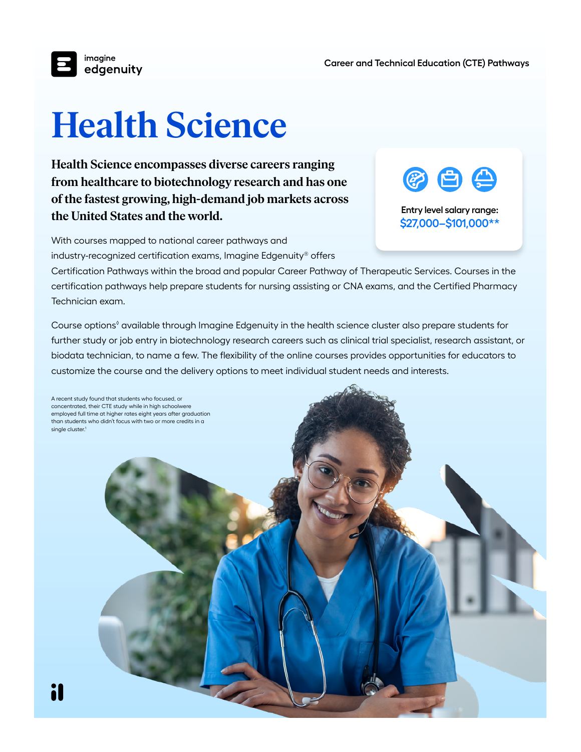# Health Science

**Health Science encompasses diverse careers ranging from healthcare to biotechnology research and has one of the fastest growing, high-demand job markets across the United States and the world.**

Entry level salary range:
**$27,000–$101,000****

With courses mapped to national career pathways and industry-recognized certification exams, Imagine Edgenuity® offers Certification Pathways within the broad and popular Career Pathway of Therapeutic Services. Courses in the certification pathways help prepare students for nursing assisting or CNA exams, and the Certified Pharmacy Technician exam.

Course options◊ available through Imagine Edgenuity in the health science cluster also prepare students for further study or job entry in biotechnology research careers such as clinical trial specialist, research assistant, or biodata technician, to name a few. The flexibility of the online courses provides opportunities for educators to customize the course and the delivery options to meet individual student needs and interests.

A recent study found that students who focused, or concentrated, their CTE study while in high schoolwere employed full time at higher rates eight years after graduation than students who didn't focus with two or more credits in a single cluster.[1]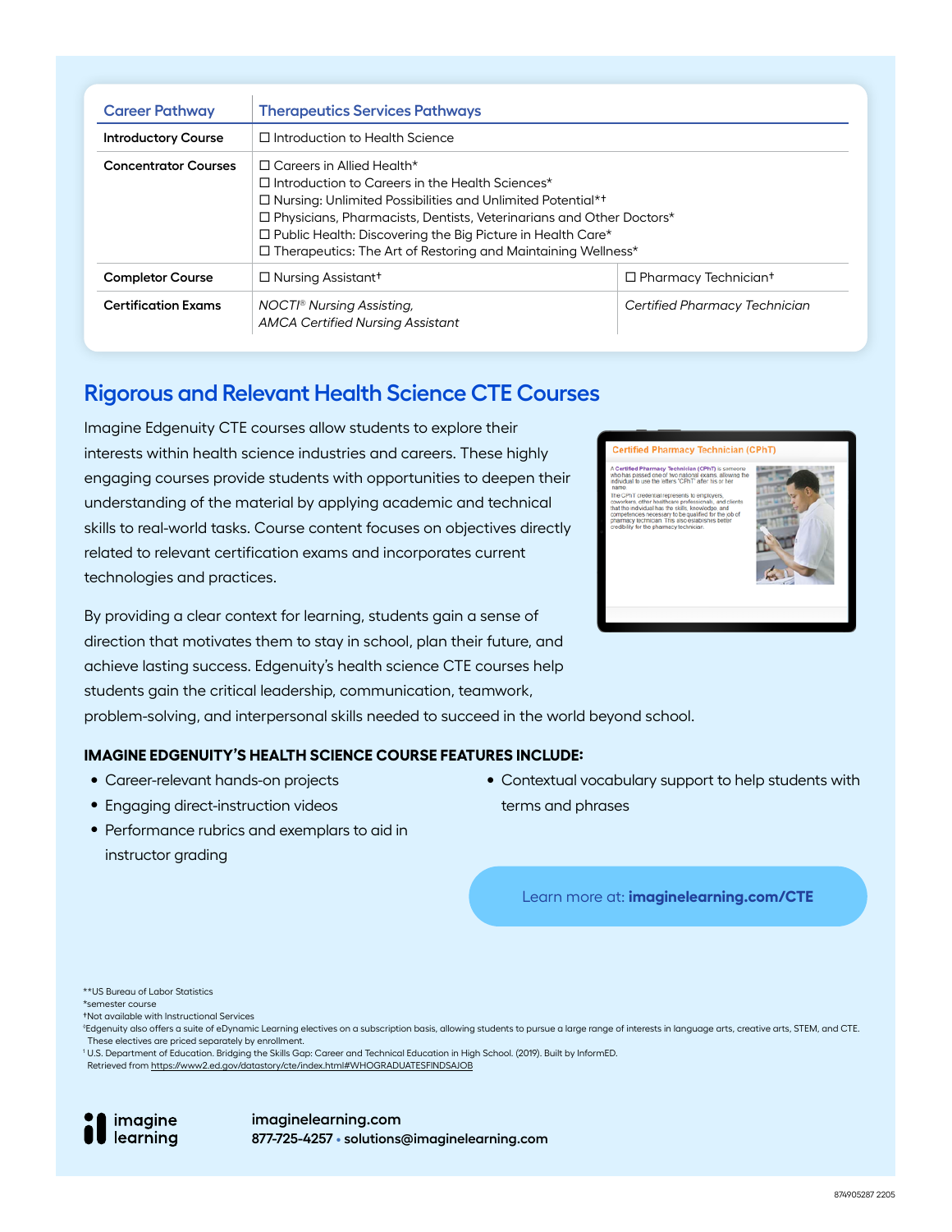| Career Pathway | Therapeutics Services Pathways | |
|---|---|---|
| **Introductory Course** | ☐ Introduction to Health Science | |
| **Concentrator Courses** | ☐ Careers in Allied Health*<br>☐ Introduction to Careers in the Health Sciences*<br>☐ Nursing: Unlimited Possibilities and Unlimited Potential*†<br>☐ Physicians, Pharmacists, Dentists, Veterinarians and Other Doctors*<br>☐ Public Health: Discovering the Big Picture in Health Care*<br>☐ Therapeutics: The Art of Restoring and Maintaining Wellness* | |
| **Completor Course** | ☐ Nursing Assistant† | ☐ Pharmacy Technician† |
| **Certification Exams** | *NOCTI® Nursing Assisting,*<br>*AMCA Certified Nursing Assistant* | *Certified Pharmacy Technician* |

## Rigorous and Relevant Health Science CTE Courses

Imagine Edgenuity CTE courses allow students to explore their interests within health science industries and careers. These highly engaging courses provide students with opportunities to deepen their understanding of the material by applying academic and technical skills to real-world tasks. Course content focuses on objectives directly related to relevant certification exams and incorporates current technologies and practices.

By providing a clear context for learning, students gain a sense of direction that motivates them to stay in school, plan their future, and achieve lasting success. Edgenuity's health science CTE courses help students gain the critical leadership, communication, teamwork, problem-solving, and interpersonal skills needed to succeed in the world beyond school.

**IMAGINE EDGENUITY'S HEALTH SCIENCE COURSE FEATURES INCLUDE:**

- Career-relevant hands-on projects
- Engaging direct-instruction videos
- Performance rubrics and exemplars to aid in instructor grading
- Contextual vocabulary support to help students with terms and phrases

Learn more at: **imaginelearning.com/CTE**

**US Bureau of Labor Statistics
*semester course
†Not available with Instructional Services
§Edgenuity also offers a suite of eDynamic Learning electives on a subscription basis, allowing students to pursue a large range of interests in language arts, creative arts, STEM, and CTE. These electives are priced separately by enrollment.
[1] U.S. Department of Education. Bridging the Skills Gap: Career and Technical Education in High School. (2019). Built by InformED. Retrieved from https://www2.ed.gov/datastory/cte/index.html#WHOGRADUATESFINDSAJOB

imagine learning

**imaginelearning.com**
**877-725-4257 • solutions@imaginelearning.com**

874905287 2205